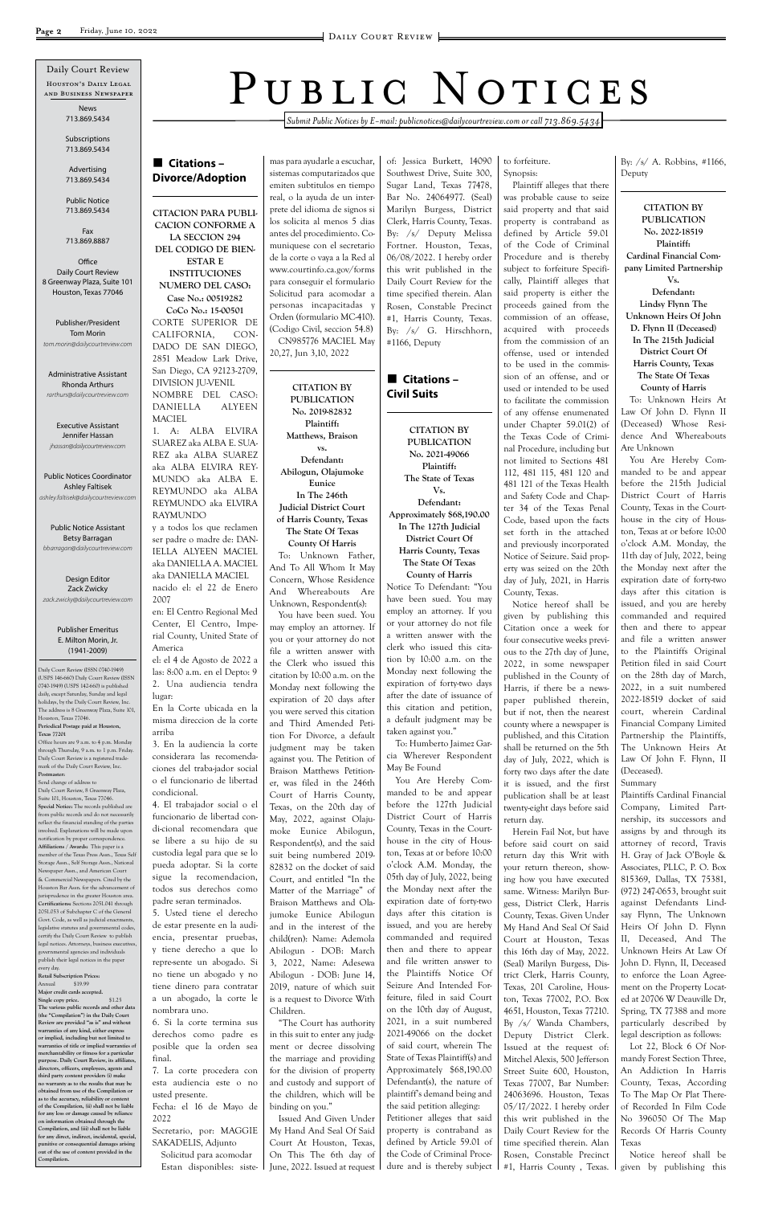# Public Notices

*Submit Public Notices by E-mail: publicnotices@dailycourtreview.com or call 713.869.5434*

Daily Court Review

Houston's Daily Legal and Business Newspaper

News
713.869.5434

Subscriptions
713.869.5434

Advertising
713.869.5434

Public Notice
713.869.5434

Fax
713.869.8887

Office
Daily Court Review
8 Greenway Plaza, Suite 101
Houston, Texas 77046

Publisher/President
Tom Morin
*tom.morin@dailycourtreview.com*

Administrative Assistant
Rhonda Arthurs
*rarthurs@dailycourtreview.com*

Executive Assistant
Jennifer Hassan
*jhassan@dailycourtreview.com*

Public Notices Coordinator
Ashley Faltisek
*ashley.faltisek@dailycourtreview.com*

Public Notice Assistant
Betsy Barragan
*bbarragan@dailycourtreview.com*

Design Editor
Zack Zwicky
*zack.zwicky@dailycourtreview.com*

Publisher Emeritus
E. Milton Morin, Jr.
(1941-2009)

Daily Court Review (ISSN 0740-1949) (USPS 146-660) Daily Court Review (ISSN 0740-1949) (USPS 142-660) is published daily, except Saturday, Sunday and legal holidays, by the Daily Court Review, Inc. The address is 8 Greenway Plaza, Suite 101, Houston, Texas 77046.

**Periodical Postage paid at Houston, Texas 77201**

Office hours are 9 a.m. to 4 p.m. Monday through Thursday, 9 a.m. to 1 p.m. Friday. Daily Court Review is a registered trademark of the Daily Court Review, Inc.

**Postmaster:**

Send change of address to Daily Court Review, 8 Greenway Plaza, Suite 101, Houston, Texas 77046.

**Special Notice:** The records published are from public records and do not necessarily reflect the financial standing of the parties involved. Explanations will be made upon notification by proper correspondence.

**Affiliations / Awards:** This paper is a member of the Texas Press Assn., Texas Self Storage Assn., Self Storage Assn., National Newspaper Assn., and American Court & Commercial Newspapers. Cited by the Houston Bar Assn. for the advancement of jurisprudence in the greater Houston area.

**Certifications:** Sections 2051.041 through 2051.053 of Subchapter C of the General Govt. Code, as well as judicial enactments, legislative statutes and governmental codes, certify the Daily Court Review to publish legal notices. Attorneys, business executives, governmental agencies and individuals publish their legal notices in the paper every day.

**Retail Subscription Prices:**
Annual $39.99
**Major credit cards accepted.**
**Single copy price.** $1.25

**The various public records and other data (the "Compilation") in the Daily Court Review are provided "as is" and without warranties of any kind, either express or implied, including but not limited to warranties of title or implied warranties of merchantability or fitness for a particular purpose. Daily Court Review, its affiliates, directors, officers, employees, agents and third party content providers (i) make no warranty as to the results that may be obtained from use of the Compilation or as to the accuracy, reliability or content of the Compilation, (ii) shall not be liable for any loss or damage caused by reliance on information obtained through the Compilation, and (iii) shall not be liable for any direct, indirect, incidental, special, punitive or consequential damages arising out of the use of content provided in the Compilation.**

## ■ Citations – Divorce/Adoption

**CITACION PARA PUBLICACION CONFORME A LA SECCION 294 DEL CODIGO DE BIENESTAR E INSTITUCIONES NUMERO DEL CASO:**
**Case No.: 00519282**
**CoCo No.: 15-00501**

CORTE SUPERIOR DE CALIFORNIA, CONDADO DE SAN DIEGO, 2851 Meadow Lark Drive, San Diego, CA 92123-2709, DIVISION JUVENIL

NOMBRE DEL CASO: DANIELLA ALYEEN MACIEL

1. A: ALBA ELVIRA SUAREZ aka ALBA E. SUAREZ aka ALBA SUAREZ aka ALBA ELVIRA REYMUNDO aka ALBA E. REYMUNDO aka ALBA REYMUNDO aka ELVIRA RAYMUNDO

y a todos los que reclamen ser padre o madre de: DANIELLA ALYEEN MACIEL aka DANIELLA A. MACIEL aka DANIELLA MACIEL nacido el: el 22 de Enero 2007

en: El Centro Regional Med Center, El Centro, Imperial County, United State of America

el: el 4 de Agosto de 2022 a las: 8:00 a.m. en el Depto: 9

2. Una audiencia tendra lugar:

En la Corte ubicada en la misma direccion de la corte arriba

3. En la audiencia la corte considerara las recomendaciones del trabajador social o el funcionario de libertad condicional.

4. El trabajador social o el funcionario de libertad condicional recomendara que se libere a su hijo de su custodia legal para que se lo pueda adoptar. Si la corte sigue la recomendacion, todos sus derechos como padre seran terminados.

5. Usted tiene el derecho de estar presente en la audiencia, presentar pruebas, y tiene derecho a que lo represente un abogado. Si no tiene un abogado y no tiene dinero para contratar a un abogado, la corte le nombrara uno.

6. Si la corte termina sus derechos como padre es posible que la orden sea final.

7. La corte procedera con esta audiencia este o no usted presente.

Fecha: el 16 de Mayo de 2022

Secretario, por: MAGGIE SAKADELIS, Adjunto

Solicitud para acomodar

Estan disponibles: sistemas para ayudarle a escuchar, sistemas computarizados que emiten subtitulos en tiempo real, o la ayuda de un interprete del idioma de signos si los solicita al menos 5 dias antes del procedimiento. Comuniquese con el secretario de la corte o vaya a la Red al www.courtinfo.ca.gov/forms para conseguir el formulario Solicitud para acomodar a personas incapacitadas y Orden (formulario MC-410). (Codigo Civil, seccion 54.8)

CN985776 MACIEL May 20,27, Jun 3,10, 2022

**CITATION BY PUBLICATION**
**No. 2019-82832**
**Plaintiff:**
**Matthews, Braison**
**vs.**
**Defendant:**
**Abilogun, Olajumoke Eunice**
**In The 246th Judicial District Court of Harris County, Texas**
**The State Of Texas**
**County Of Harris**

To: Unknown Father, And To All Whom It May Concern, Whose Residence And Whereabouts Are Unknown, Respondent(s):

You have been sued. You may employ an attorney. If you or your attorney do not file a written answer with the Clerk who issued this citation by 10:00 a.m. on the Monday next following the expiration of 20 days after you were served this citation and Third Amended Petition For Divorce, a default judgment may be taken against you. The Petition of Braison Matthews Petitioner, was filed in the 246th Court of Harris County, Texas, on the 20th day of May, 2022, against Olajumoke Eunice Abilogun, Respondent(s), and the said suit being numbered 2019-82832 on the docket of said Court, and entitled "In the Matter of the Marriage" of Braison Matthews and Olajumoke Eunice Abilogun and in the interest of the child(ren): Name: Ademola Abilogun - DOB: March 3, 2022, Name: Adesewa Abilogun - DOB: June 14, 2019, nature of which suit is a request to Divorce With Children.

"The Court has authority in this suit to enter any judgment or decree dissolving the marriage and providing for the division of property and custody and support of the children, which will be binding on you."

Issued And Given Under My Hand And Seal Of Said Court At Houston, Texas, On This The 6th day of June, 2022. Issued at request of: Jessica Burkett, 14090 Southwest Drive, Suite 300, Sugar Land, Texas 77478, Bar No. 24064977. (Seal) Marilyn Burgess, District Clerk, Harris County, Texas. By: /s/ Deputy Melissa Fortner. Houston, Texas, 06/08/2022. I hereby order this writ published in the Daily Court Review for the time specified therein. Alan Rosen, Constable Precinct #1, Harris County, Texas. By: /s/ G. Hirschhorn, #1166, Deputy

## ■ Citations – Civil Suits

**CITATION BY PUBLICATION**
**No. 2021-49066**
**Plaintiff:**
**The State of Texas**
**Vs.**
**Defendant:**
**Approximately $68,190.00**
**In The 127th Judicial District Court Of Harris County, Texas**
**The State Of Texas**
**County of Harris**

Notice To Defendant: "You have been sued. You may employ an attorney. If you or your attorney do not file a written answer with the clerk who issued this citation by 10:00 a.m. on the Monday next following the expiration of forty-two days after the date of issuance of this citation and petition, a default judgment may be taken against you."

To: Humberto Jaimez Garcia Wherever Respondent May Be Found

You Are Hereby Commanded to be and appear before the 127th Judicial District Court of Harris County, Texas in the Courthouse in the city of Houston, Texas at or before 10:00 o'clock A.M. Monday, the 05th day of July, 2022, being the Monday next after the expiration date of forty-two days after this citation is issued, and you are hereby commanded and required then and there to appear and file written answer to the Plaintiffs Notice Of Seizure And Intended Forfeiture, filed in said Court on the 10th day of August, 2021, in a suit numbered 2021-49066 on the docket of said court, wherein The State of Texas Plaintiff(s) and Approximately $68,190.00 Defendant(s), the nature of plaintiff's demand being and the said petition alleging:

Petitioner alleges that said property is contraband as defined by Article 59.01 of the Code of Criminal Procedure and is thereby subject to forfeiture.

Synopsis:

Plaintiff alleges that there was probable cause to seize said property and that said property is contraband as defined by Article 59.01 of the Code of Criminal Procedure and is thereby subject to forfeiture Specifically, Plaintiff alleges that said property is either the proceeds gained from the commission of an offense, acquired with proceeds from the commission of an offense, used or intended to be used in the commission of an offense, and or used or intended to be used to facilitate the commission of any offense enumerated under Chapter 59.01(2) of the Texas Code of Criminal Procedure, including but not limited to Sections 481 112, 481 115, 481 120 and 481 121 of the Texas Health and Safety Code and Chapter 34 of the Texas Penal Code, based upon the facts set forth in the attached and previously incorporated Notice of Seizure. Said property was seized on the 20th day of July, 2021, in Harris County, Texas.

Notice hereof shall be given by publishing this Citation once a week for four consecutive weeks previous to the 27th day of June, 2022, in some newspaper published in the County of Harris, if there be a newspaper published therein, but if not, then the nearest county where a newspaper is published, and this Citation shall be returned on the 5th day of July, 2022, which is forty two days after the date it is issued, and the first publication shall be at least twenty-eight days before said return day.

Herein Fail Not, but have before said court on said return day this Writ with your return thereon, showing how you have executed same. Witness: Marilyn Burgess, District Clerk, Harris County, Texas. Given Under My Hand And Seal Of Said Court at Houston, Texas this 16th day of May, 2022. (Seal) Marilyn Burgess, District Clerk, Harris County, Texas, 201 Caroline, Houston, Texas 77002, P.O. Box 4651, Houston, Texas 77210. By /s/ Wanda Chambers, Deputy District Clerk. Issued at the request of: Mitchel Alexis, 500 Jefferson Street Suite 600, Houston, Texas 77007, Bar Number: 24063696. Houston, Texas 05/17/2022. I hereby order this writ published in the Daily Court Review for the time specified therein. Alan Rosen, Constable Precinct #1, Harris County , Texas. By: /s/ A. Robbins, #1166, Deputy

**CITATION BY PUBLICATION**
**No. 2022-18519**
**Plaintiff:**
**Cardinal Financial Company Limited Partnership**
**Vs.**
**Defendant:**
**Lindsy Flynn The Unknown Heirs Of John D. Flynn II (Deceased)**
**In The 215th Judicial District Court Of Harris County, Texas**
**The State Of Texas**
**County of Harris**

To: Unknown Heirs At Law Of John D. Flynn II (Deceased) Whose Residence And Whereabouts Are Unknown

You Are Hereby Commanded to be and appear before the 215th Judicial District Court of Harris County, Texas in the Courthouse in the city of Houston, Texas at or before 10:00 o'clock A.M. Monday, the 11th day of July, 2022, being the Monday next after the expiration date of forty-two days after this citation is issued, and you are hereby commanded and required then and there to appear and file a written answer to the Plaintiffs Original Petition filed in said Court on the 28th day of March, 2022, in a suit numbered 2022-18519 docket of said court, wherein Cardinal Financial Company Limited Partnership the Plaintiffs, The Unknown Heirs At Law Of John F. Flynn, II (Deceased).

Summary

Plaintiffs Cardinal Financial Company, Limited Partnership, its successors and assigns by and through its attorney of record, Travis H. Gray of Jack O'Boyle & Associates, PLLC, P. O. Box 815369, Dallas, TX 75381, (972) 247-0653, brought suit against Defendants Lindsay Flynn, The Unknown Heirs Of John D. Flynn II, Deceased, And The Unknown Heirs At Law Of John D. Flynn, II, Deceased to enforce the Loan Agreement on the Property Located at 20706 W Deauville Dr, Spring, TX 77388 and more particularly described by legal description as follows:

Lot 22, Block 6 Of Normandy Forest Section Three, An Addiction In Harris County, Texas, According To The Map Or Plat Thereof Recorded In Film Code No 396050 Of The Map Records Of Harris County Texas

Notice hereof shall be given by publishing this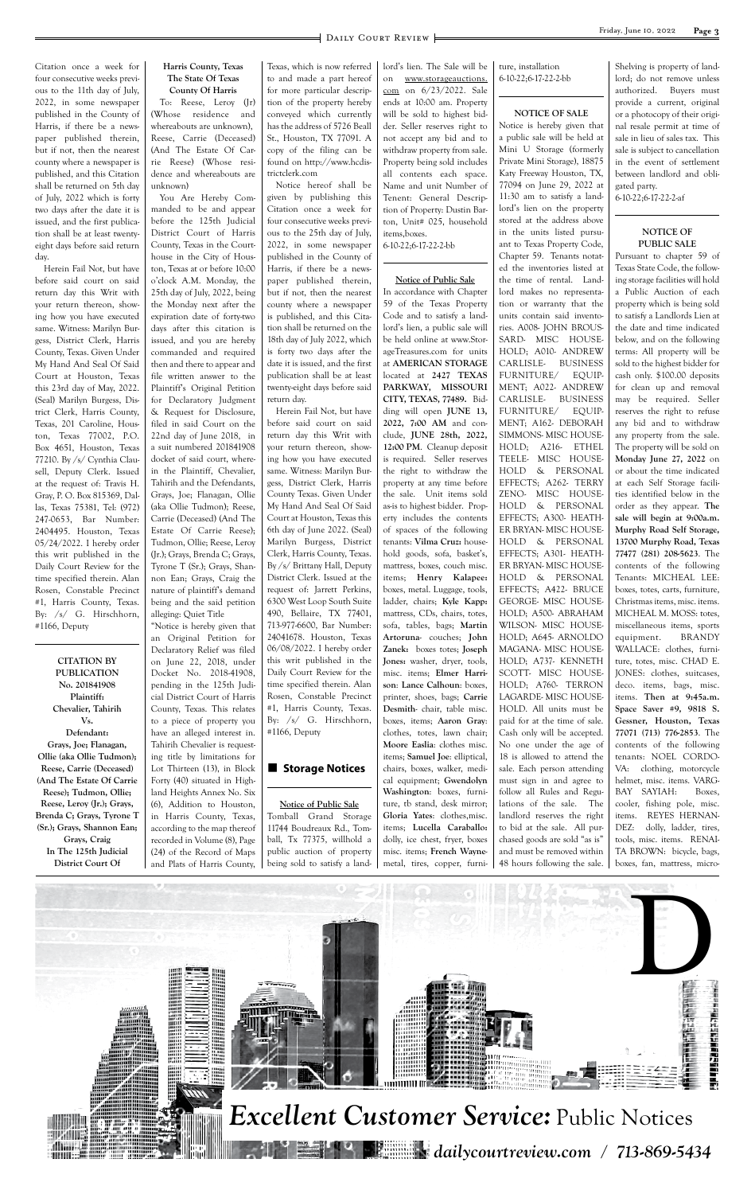Citation once a week for four consecutive weeks previous to the 11th day of July, 2022, in some newspaper published in the County of Harris, if there be a newspaper published therein, but if not, then the nearest county where a newspaper is published, and this Citation shall be returned on 5th day of July, 2022 which is forty two days after the date it is issued, and the first publication shall be at least twenty-eight days before said return day.

Herein Fail Not, but have before said court on said return day this Writ with your return thereon, showing how you have executed same. Witness: Marilyn Burgess, District Clerk, Harris County, Texas. Given Under My Hand And Seal Of Said Court at Houston, Texas this 23rd day of May, 2022. (Seal) Marilyn Burgess, District Clerk, Harris County, Texas, 201 Caroline, Houston, Texas 77002, P.O. Box 4651, Houston, Texas 77210. By /s/ Cynthia Clausell, Deputy Clerk. Issued at the request of: Travis H. Gray, P. O. Box 815369, Dallas, Texas 75381, Tel: (972) 247-0653, Bar Number: 2404495. Houston, Texas 05/24/2022. I hereby order this writ published in the Daily Court Review for the time specified therein. Alan Rosen, Constable Precinct #1, Harris County, Texas. By: /s/ G. Hirschhorn, #1166, Deputy

---

**CITATION BY PUBLICATION**
**No. 201841908**
**Plaintiff: Chevalier, Tahirih**
**Vs.**
**Defendant: Grays, Joe; Flanagan, Ollie (aka Ollie Tudmon); Reese, Carrie (Deceased) (And The Estate Of Carrie Reese); Tudmon, Ollie; Reese, Leroy (Jr.); Grays, Brenda C; Grays, Tyrone T (Sr.); Grays, Shannon Ean; Grays, Craig**
**In The 125th Judicial District Court Of Harris County, Texas**
**The State Of Texas**
**County Of Harris**

To: Reese, Leroy (Jr) (Whose residence and whereabouts are unknown), Reese, Carrie (Deceased) (And The Estate Of Carrie Reese) (Whose residence and whereabouts are unknown)

You Are Hereby Commanded to be and appear before the 125th Judicial District Court of Harris County, Texas in the Courthouse in the City of Houston, Texas at or before 10:00 o'clock A.M. Monday, the 25th day of July, 2022, being the Monday next after the expiration date of forty-two days after this citation is issued, and you are hereby commanded and required then and there to appear and file written answer to the Plaintiff's Original Petition for Declaratory Judgment & Request for Disclosure, filed in said Court on the 22nd day of June 2018, in a suit numbered 201841908 docket of said court, wherein the Plaintiff, Chevalier, Tahirih and the Defendants, Grays, Joe; Flanagan, Ollie (aka Ollie Tudmon); Reese, Carrie (Deceased) (And The Estate Of Carrie Reese); Tudmon, Ollie; Reese, Leroy (Jr.); Grays, Brenda C; Grays, Tyrone T (Sr.); Grays, Shannon Ean; Grays, Craig the nature of plaintiff's demand being and the said petition alleging: Quiet Title

"Notice is hereby given that an Original Petition for Declaratory Relief was filed on June 22, 2018, under Docket No. 2018-41908, pending in the 125th Judicial District Court of Harris County, Texas. This relates to a piece of property you have an alleged interest in. Tahirih Chevalier is requesting title by limitations for Lot Thirteen (13), in Block Forty (40) situated in Highland Heights Annex No. Six (6), Addition to Houston, in Harris County, Texas, according to the map thereof recorded in Volume (8), Page (24) of the Record of Maps and Plats of Harris County, Texas, which is now referred to and made a part hereof for more particular description of the property hereby conveyed which currently has the address of 5726 Beall St., Houston, TX 77091. A copy of the filing can be found on http://www.hcdistrictclerk.com

Notice hereof shall be given by publishing this Citation once a week for four consecutive weeks previous to the 25th day of July, 2022, in some newspaper published in the County of Harris, if there be a newspaper published therein, but if not, then the nearest county where a newspaper is published, and this Citation shall be returned on the 18th day of July 2022, which is forty two days after the date it is issued, and the first publication shall be at least twenty-eight days before said return day.

Herein Fail Not, but have before said court on said return day this Writ with your return thereon, showing how you have executed same. Witness: Marilyn Burgess, District Clerk, Harris County, Texas. Given Under My Hand And Seal Of Said Court at Houston, Texas this 6th day of June 2022. (Seal) Marilyn Burgess, District Clerk, Harris County, Texas. By /s/ Brittany Hall, Deputy District Clerk. Issued at the request of: Jarrett Perkins, 6300 West Loop South Suite 490, Bellaire, TX 77401, 713-977-6600, Bar Number: 24041678. Houston, Texas 06/08/2022. I hereby order this writ published in the Daily Court Review for the time specified therein. Alan Rosen, Constable Precinct #1, Harris County, Texas. By: /s/ G. Hirschhorn, #1166, Deputy

## Storage Notices

**Notice of Public Sale**

Tomball Grand Storage 11744 Boudreaux Rd., Tomball, Tx 77375, willhold a public auction of property being sold to satisfy a landlord's lien. The Sale will be on www.storageauctions.com on 6/23/2022. Sale ends at 10:00 am. Property will be sold to highest bidder. Seller reserves right to not accept any bid and to withdraw property from sale. Property being sold includes all contents each space. Name and unit Number of Tenant: General Description of Property: Dustin Barton, Unit# 025, household items,boxes.
6-10-22;6-17-22-2-bb

---

**Notice of Public Sale**

In accordance with Chapter 59 of the Texas Property Code and to satisfy a landlord's lien, a public sale will be held online at www.StorageTreasures.com for units at **AMERICAN STORAGE** located at **2427 TEXAS PARKWAY, MISSOURI CITY, TEXAS, 77489.** Bidding will open **JUNE 13, 2022, 7:00 AM** and conclude, **JUNE 28th, 2022, 12:00 PM**. Cleanup deposit is required. Seller reserves the right to withdraw the property at any time before the sale. Unit items sold as-is to highest bidder. Property includes the contents of spaces of the following tenants: **Vilma Cruz:** household goods, sofa, basket's, mattress, boxes, couch misc. items; **Henry Kalapee:** boxes, metal. Luggage, tools, ladder, chairs; **Kyle Kapp:** mattress, CDs, chairs, totes, sofa, tables, bags; **Martin Artoruna**- couches; **John Zanek:** boxes totes; **Joseph Jones:** washer, dryer, tools, misc. items; **Elmer Harrison**: **Lance Calhoun**: boxes, printer, shoes, bags; **Carrie Desmith**- chair, table misc. boxes, items; **Aaron Gray**: clothes, totes, lawn chair; **Moore Easlia**: clothes misc. items; **Samuel Joe**: elliptical, chairs, boxes, walker, medical equipment; **Gwendolyn Washington**: boxes, furniture, tb stand, desk mirror; **Gloria Yates**: clothes,misc. items; **Lucella Caraballo:** dolly, ice chest, fryer, boxes misc. items; **French Wayne**- metal, tires, copper, furniture, installation
6-10-22;6-17-22-2-bb

---

**NOTICE OF SALE**

Notice is hereby given that a public sale will be held at Mini U Storage (formerly Private Mini Storage), 18875 Katy Freeway Houston, TX, 77094 on June 29, 2022 at 11:30 am to satisfy a landlord's lien on the property stored at the address above in the units listed pursuant to Texas Property Code, Chapter 59. Tenants notated the inventories listed at the time of rental. Landlord makes no representation or warranty that the units contain said inventories. A008- JOHN BROUSSARD- MISC HOUSEHOLD; A010- ANDREW CARLISLE- BUSINESS FURNITURE/ EQUIPMENT; A022- ANDREW CARLISLE- BUSINESS FURNITURE/ EQUIPMENT; A162- DEBORAH SIMMONS- MISC HOUSEHOLD; A216- ETHEL TEELE- MISC HOUSEHOLD & PERSONAL EFFECTS; A262- TERRY ZENO- MISC HOUSEHOLD & PERSONAL EFFECTS; A300- HEATHER BRYAN- MISC HOUSEHOLD & PERSONAL EFFECTS; A301- HEATHER BRYAN- MISC HOUSEHOLD & PERSONAL EFFECTS; A422- BRUCE GEORGE- MISC HOUSEHOLD; A500- ABRAHAM WILSON- MISC HOUSEHOLD; A645- ARNOLDO MAGANA- MISC HOUSEHOLD; A737- KENNETH SCOTT- MISC HOUSEHOLD; A760- TERRON LAGARDE- MISC HOUSEHOLD. All units must be paid for at the time of sale. Cash only will be accepted. No one under the age of 18 is allowed to attend the sale. Each person attending must sign in and agree to follow all Rules and Regulations of the sale. The landlord reserves the right to bid at the sale. All purchased goods are sold "as is" and must be removed within 48 hours following the sale. Shelving is property of landlord; do not remove unless authorized. Buyers must provide a current, original or a photocopy of their original resale permit at time of sale in lieu of sales tax. This sale is subject to cancellation in the event of settlement between landlord and obligated party.
6-10-22;6-17-22-2-af

---

**NOTICE OF PUBLIC SALE**

Pursuant to chapter 59 of Texas State Code, the following storage facilities will hold a Public Auction of each property which is being sold to satisfy a Landlords Lien at the date and time indicated below, and on the following terms: All property will be sold to the highest bidder for cash only. $100.00 deposits for clean up and removal may be required. Seller reserves the right to refuse any bid and to withdraw any property from the sale. The property will be sold on **Monday June 27, 2022** on or about the time indicated at each Self Storage facilities identified below in the order as they appear. **The sale will begin at 9:00a.m. Murphy Road Self Storage, 13700 Murphy Road, Texas 77477 (281) 208-5623**. The contents of the following Tenants: MICHEAL LEE: boxes, totes, carts, furniture, Christmas items, misc. items. MICHEAL M. MOSS: totes, miscellaneous items, sports equipment. BRANDY WALLACE: clothes, furniture, totes, misc. CHAD E. JONES: clothes, suitcases, deco. items, bags, misc. items. **Then at 9:45a.m. Space Saver #9, 9818 S. Gessner, Houston, Texas 77071 (713) 776-2853**. The contents of the following tenants: NOEL CORDOVA: clothing, motorcycle helmet, misc. items. VARGBAY SAYIAH: Boxes, cooler, fishing pole, misc. items. REYES HERNANDEZ: dolly, ladder, tires, tools, misc. items. RENAITA BROWN: bicycle, bags, boxes, fan, mattress, micro-

*Excellent Customer Service:* Public Notices
*dailycourtreview.com / 713-869-5434*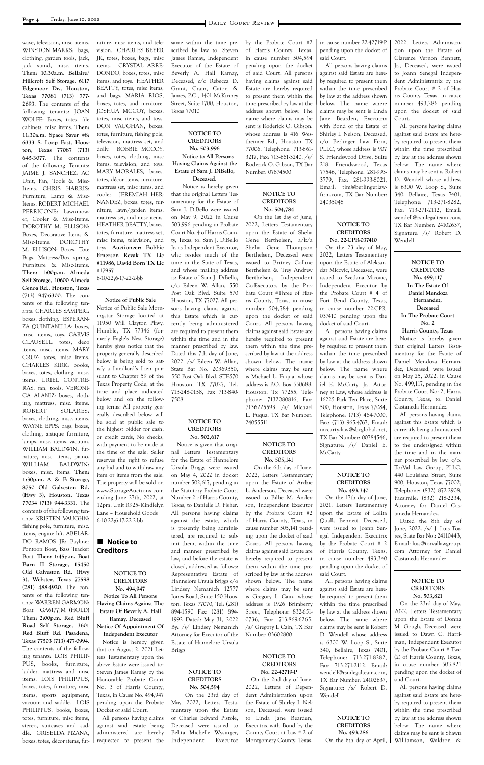wave, television, misc. items. WINSTON MARKS: bags, clothing, garden tools, jack, jack stand, misc. items. **Then: 10:30a.m. Bellaire/ Hillcroft Self Storage, 6117 Edgemoor Dr., Houston, Texas 77081 (713) 777-2693**. The contents of the following tenants: JOAN WOLFE: Boxes, totes, file cabinets, misc items. **Then: 11:30a.m. Space Saver #8: 6333 S. Loop East, Houston, Texas 77087 (713) 645-3077**. The contents of the following Tenants: JAIME J. SANCHEZ: AC Unit, Fan, Tools & Misc-Items. CHRIS HARRIS: Furniture, Lamp & Misc-Items. ROBERT MICHAEL PERRICONE: Lawnmower, Cooler & Misc-Items. DOROTHY M. ELLISON: Boxes, Decorative Items & Misc-Items. DOROTHY M. ELLISON: Boxes, Tote Bags, Mattress/Box spring, Furniture & Misc-Items. **Then: 1:00p.m. Almeda Self Storage, 10600 Almeda Genoa Rd., Houston, Texas (713) 947-6300**. The contents of the following tenants: CHARLES SAMPERI: boxes, clothing. ESPERANZA QUINTANILLA: boxes, misc. items, toys. CARVIS CLAUSELL: totes, deco items, misc. items. MARY CRUZ: totes, misc items. CHARLES KIRK: books, boxes, totes, clothing, misc. items. URIEL CONTRERAS: fan, tools. VERONICA ALANIZ: boxes, clothing, mattress, misc. items. ROBERT SOLARES: boxes, clothing, misc. items. WAYNE EPPS: bags, boxes, clothing, antique furniture, lamps, misc. items, vacuum. WILLIAM BALDWIN: furniture, misc. items, piano. WILLIAM BALDWIN: boxes, misc. items. **Then: 1:30p.m. A & B Storage, 8750 Old Galveston Rd. (Hwy 3), Houston, Texas 77034 (713) 944-3331**. The contents of the following tenants: KRISTEN VAUGHN: fishing pole, furniture, misc. items, engine lift. ABELARDO RAMOS JR: Bayliner Pontoon Boat, Bass Tracker Boat. **Then: 1:45p.m. Boat Barn II Storage, 15450 Old Galveston Rd. (Hwy 3), Webster, Texas 77598 (281) 488-4920**. The contents of the following tenants: WARREN GARMON: Boat GA6177JM (HOLD) **Then: 2:00p.m. Red Bluff Road Self Storage, 3601 Red Bluff Rd. Pasadena, Texas 77503 (713) 477-0994**. The contents of the following tenants: LOIS PHILIPPUS, books, furniture, ladder, mattress and misc items. LOIS PHILIPPUS, boxes, totes, furniture, misc items, sports equipment, vacuum and saddle. LOIS PHILIPPUS, books, boxes, totes, furniture, misc items, stereo, suitcases and saddle. GRISELDA PIZANA, boxes, totes, décor items, furniture, misc items, and television. CHARLES BEYER JR, totes, boxes, bags, misc items. CRYSTAL ARREDONDO, boxes, totes, misc items, and toys. HEATHER BEATTY, boxes, totes, misc items, and bags. MARIA RIOS, boxes, totes, and furniture. JOSHUA MCCOY, boxes, totes, misc items, and toys. DON VAUGHAN, boxes, totes, furniture, fishing pole, television, mattress set, and dolly. BOBBIE MCCOY, boxes, totes, clothing, misc items, television, and toys. MARY MORALES, boxes, totes, décor items, furniture, mattress set, misc items, and cooler. JEREMIAH HERNANDEZ, boxes, totes, furniture, lawn/garden items, mattress set, and misc items. HEATHER BEATTY, boxes, totes, furniture, mattress set, misc items, television, and toys. **Auctioneer: Bobbie Emerson Revak TX Lic #11986, David Born TX Lic #17957**
6-10-22;6-17-22-2-bb

**Notice of Public Sale**
Notice of Public Sale Morningstar Storage located at 11950 Will Clayton Pkwy. Humble, TX 77346 (formerly Eagle's Nest Storage) hereby gives notice that the property generally described below is being sold to satisfy a Landlord's Lien pursuant to Chapter 59 of the Texas Property Code, at the time and place indicated below and on the following terms: All property generally described below will be sold at public sale to the highest bidder for cash, or credit cards, No checks, with payment to be made at the time of the sale. Seller reserves the right to refuse any bid and to withdraw any item or items from the sale. The property will be sold on www.StorageAuctions.com ending June 27th, 2022, at 12pm. Unit R925- Kindlelyn Lane – Household Goods 6-10-22;6-17-22-2-bb

## ■ Notice to Creditors

**NOTICE TO CREDITORS**
**No. 494,947**
**Notice To All Persons Having Claims Against The Estate Of Beverly A. Hall Ramay, Deceased**
**Notice Of Appointment Of Independent Executor**
Notice is hereby given that on August 2, 2021 Letters Testamentary upon the above Estate were issued to: Steven James Ramay by the Honorable Probate Court No. 3 of Harris County, Texas, in Cause No. 494,947 pending upon the Probate Docket of said Court.

All persons having claims against said estate being administered are hereby requested to present the same within the time prescribed by law to: Steven James Ramay, Independent Executor of the Estate of Beverly A. Hall Ramay, Deceased, c/o Rebecca D. Grant, Crain, Caton & James, P.C., 1401 McKinney Street, Suite 1700, Houston, Texas 77010

**NOTICE TO CREDITORS**
**No. 503,996**
**Notice to All Persons Having Claims Against the Estate of Sam J. DiBello, Deceased.**
Notice is hereby given that the original Letters Testamentary for the Estate of Sam J. DiBello were issued on May 9, 2022 in Cause 503,996 pending in Probate Court No. 4 of Harris County, Texas, to: Sam J. DiBello Jr. as Independent Executor, who resides much of the time in the State of Texas, and whose mailing address is: Estate of Sam J. DiBello, c/o Eileen W. Allan, 550 Post Oak Blvd. Suite 570 Houston, TX 77027. All persons having claims against this Estate which is currently being administered are required to present them within the time and in the manner prescribed by law. Dated this 7th day of June, 2022. /s/ Eileen W. Allan, State Bar No. 20369350, 550 Post Oak Blvd. STE570 Houston, TX 77027, Tel. 713-248-0158, Fax 713-840-7508

**NOTICE TO CREDITORS**
**No. 502,617**
Notice is given that original Letters Testamentary for the Estate of Hannelore Ursula Briggs were issued on May 4, 2022 in docket number 502,617, pending in the Statutory Probate Court Number 2 of Harris County, Texas, to Danielle D. Fisher. All persons having claims against the estate, which is presently being administered, are required to submit them, within the time and manner prescribed by law, and before the estate is closed, addressed as follows: Representative Estate of Hannelore Ursula Briggs c/o Lindsey Nemanich 12777 Jones Road, Suite 150 Houston, Texas 77070, Tel: (281) 894-1590 Fax: (281) 894-1992 Dated: May 31, 2022 By: /s/ Lindsey Nemanich Attorney for Executor of the Estate of Hannelore Ursula Briggs

**NOTICE TO CREDITORS**
**No. 504,594**
On the 23rd day of May, 2022, Letters Testamentary upon the Estate of Charles Edward Pistole, Deceased were issued to Belita Michelle Wysinger, Independent Executor by the Probate Court #2 of Harris County, Texas, in cause number 504,594 pending upon the docket of said Court. All persons having claims against said Estate are hereby required to present them within the time prescribed by law at the address shown below. The name where claims may be sent is Roderick O. Gibson, whose address is 416 Westheimer Rd., Houston TX 77006, Telephone: 713-661-3217, Fax: 713-661-3240, /s/ Roderick O. Gibson, TX Bar Number: 07874500

**NOTICE TO CREDITORS**
**No. 504,784**
On the 1st day of June, 2022, Letters Testamentary upon the Estate of Shelia Gene Berthelsen, a/k/a Shelia Gene Thompson Berthelsen, Deceased were issued to Britney Colline Berthelsen & Trey Andrew Berthelsen, Independent Co-Executors by the Probate Court #Three of Harris County, Texas, in cause number 504,784 pending upon the docket of said Court. All persons having claims against said Estate are hereby required to present them within the time prescribed by law at the address shown below. The name where claims may be sent is Michael L. Fuqua, whose address is P.O. Box 550688, Houston, Tx 77255, Telephone: 7132080816, Fax: 7136225593, /s/ Michael L. Fuqua, TX Bar Number: 24055511

**NOTICE TO CREDITORS**
**No. 505,141**
On the 6th day of June, 2022, Letters Testamentary upon the Estate of Archie L. Anderson, Deceased were issued to Billie M. Anderson, Independent Executor by the Probate Court #2 of Harris County, Texas, in cause number 505,141 pending upon the docket of said Court. All persons having claims against said Estate are hereby required to present them within the time prescribed by law at the address shown below. The name where claims may be sent is Gregory L Cain, whose address is 1926 Brimberry Street, Telephone: 832-651-0736, Fax: 713-869-6265, /s/ Gregory L Cain, TX Bar Number: 03602800

**NOTICE TO CREDITORS**
**No. 22-42719-P**
On the 2nd day of June, 2022, Letters of Dependent Administration upon the Estate of Shirley I. Nelson, Deceased, were issued to Linda Jane Bearden, Executrix with Bond by the County Court at Law # 2 of Montgomery County, Texas, in cause number 22-42719-P pending upon the docket of said Court.

All persons having claims against said Estate are hereby required to present them within the time prescribed by law at the address shown below. The name where claims may be sent is Linda Jane Bearden, Executrix with Bond of the Estate of Shirley I. Nelson, Deceased, c/o Berlinger Law Firm, PLLC, whose address is 907 S. Friendswood Drive, Suite 218, Friendswood, Texas 77546, Telephone: 281-993-3779, Fax: 281-993-8021, Email: tim@berlingerlawfirm.com, TX Bar Number: 24035048

**NOTICE TO CREDITORS**
**No. 22-CPR-037410**
On the 23 day of May, 2022, Letters Testamentary upon the Estate of Aleksandar Micovic, Deceased, were issued to Svetlana Micovic, Independent Executor by the Probate Court # 4 of Fort Bend County, Texas, in cause number 22-CPR-037410 pending upon the docket of said Court.

All persons having claims against said Estate are hereby required to present them within the time prescribed by law at the address shown below. The name where claims may be sent is Daniel E. McCarty, Jr., Attorney at Law, whose address is 16225 Park Ten Place, Suite 500, Houston, Texas 77084, Telephone: (713) 464-7000, Fax: (713) 965-4767, Email: mccarty-law@sbcglobal.net, TX Bar Number: 00784546, Signature: /s/ Daniel E. McCarty

**NOTICE TO CREDITORS**
**No. 493,340**
On the 17th day of June, 2021, Letters Testamentary upon the Estate of Lolita Qualls Bennett, Deceased, were issued to Joann Senegal Independent Executrix by the Probate Court # 2 of Harris County, Texas, in cause number 493,340 pending upon the docket of said Court.

All persons having claims against said Estate are hereby required to present them within the time prescribed by law at the address shown below. The name where claims may be sent is Robert D. Wendell whose address is 6300 W. Loop S., Suite 340, Bellaire, Texas 7401, Telephone: 713-271-8282, Fax: 713-271-2112, Email: wendell@rsmlegalteam.com, TX Bar Number: 24102637, Signature: /s/ Robert D. Wendell

**NOTICE TO CREDITORS**
**No. 493,286**
On the 6th day of April, 2022, Letters Administration upon the Estate of Clarence Vernon Bennett, Jr., Deceased, were issued to Joann Senegal Independent Administratrix by the Probate Court # 2 of Harris County, Texas, in cause number 493,286 pending upon the docket of said Court.

All persons having claims against said Estate are hereby required to present them within the time prescribed by law at the address shown below. The name where claims may be sent is Robert D. Wendell whose address is 6300 W. Loop S., Suite 340, Bellaire, Texas 7401, Telephone: 713-271-8282, Fax: 713-271-2112, Email: wendell@rsmlegalteam.com, TX Bar Number: 24102637, Signature: /s/ Robert D. Wendell

**NOTICE TO CREDITORS**
**No. 499,117**
**In The Estate Of Daniel Mendoza Hernandez, Deceased**
**In The Probate Court No. 2**
**Harris County, Texas**
Notice is hereby given that original Letters Testamentary for the Estate of Daniel Mendoza Hernandez, Deceased, were issued on May 25, 2022, in Cause No. 499,117, pending in the Probate Court No: 2, Harris County, Texas, to: Daniel Castaneda Hernandez.

All persons having claims against this Estate which is currently being administered are required to present them to the undersigned within the time and in the manner prescribed by law. c/o: TorVal Law Group, PLLC, 440 Louisiana Street, Suite 900, Houston, Texas 77002, Telephone: (832) 872-2908, Facsimile: (832) 218-2234, Attorney for Daniel Castaneda Hernandez.

Dated the 8th day of June, 2022. /s/ J. Luis Torres, State Bar No.: 24110443, E-mail: luis@torvallawgroup.com Attorney for Daniel Castaneda Hernandez

**NOTICE TO CREDITORS**
**No. 503,821**
On the 23rd day of May, 2022, Letters Testamentary upon the Estate of Donna M. Gough, Deceased, were issued to Dawn C. Harriman, Independent Executor by the Probate Court # Two (2) of Harris County, Texas, in cause number 503,821 pending upon the docket of said Court.

All persons having claims against said Estate are hereby required to present them within the time prescribed by law at the address shown below. The name where claims may be sent is Shawn Williamson, Waldron &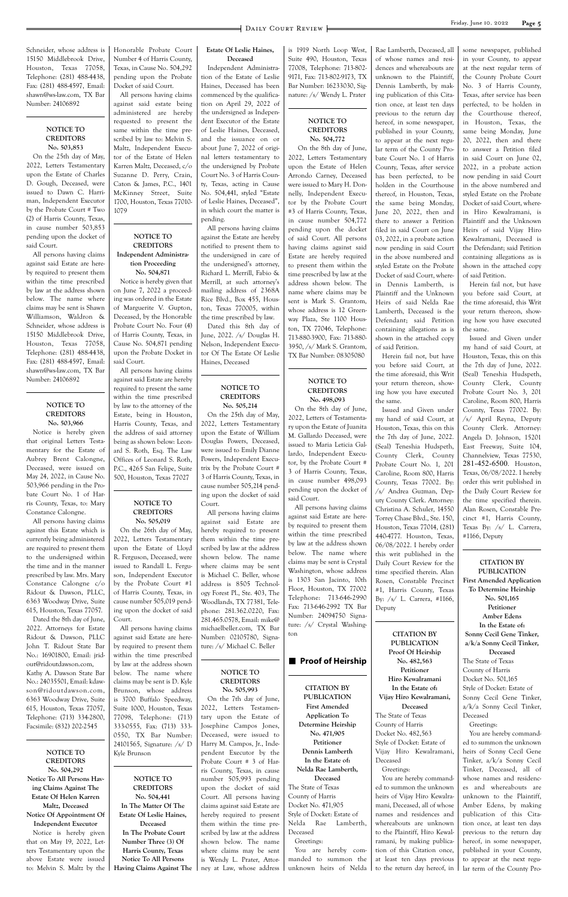Schneider, whose address is 15150 Middlebrook Drive, Houston, Texas 77058, Telephone: (281) 488-4438, Fax: (281) 488-4597, Email: shawn@ws-law.com, TX Bar Number: 24106892

**NOTICE TO CREDITORS**
**No. 503,853**

On the 25th day of May, 2022, Letters Testamentary upon the Estate of Charles D. Gough, Deceased, were issued to Dawn C. Harriman, Independent Executor by the Probate Court # Two (2) of Harris County, Texas, in cause number 503,853 pending upon the docket of said Court.

All persons having claims against said Estate are hereby required to present them within the time prescribed by law at the address shown below. The name where claims may be sent is Shawn Williamson, Waldron & Schneider, whose address is 15150 Middlebrook Drive, Houston, Texas 77058, Telephone: (281) 488-4438, Fax: (281) 488-4597, Email: shawn@ws-law.com, TX Bar Number: 24106892

**NOTICE TO CREDITORS**
**No. 503,966**

Notice is hereby given that original Letters Testamentary for the Estate of Aubrey Brent Calogne, Deceased, were issued on May 24, 2022, in Cause No. 503,966 pending in the Probate Court No. 1 of Harris County, Texas, to: Mary Constance Calogne.

All persons having claims against this Estate which is currently being administered are required to present them to the undersigned within the time and in the manner prescribed by law. Mrs. Mary Constance Calogne c/o Ridout & Dawson, PLLC, 6363 Woodway Drive, Suite 615, Houston, Texas 77057.

Dated the 8th day of June, 2022. Attorneys for Estate Ridout & Dawson, PLLC John T. Ridout State Bar No.: 16901800, Email: jridout@ridoutdawson.com, Kathy A. Dawson State Bar No.: 24035501, Email: kdawson@ridoutdawson.com, 6363 Woodway Drive, Suite 615, Houston, Texas 77057, Telephone: (713) 334-2800, Facsimile: (832) 202-2545

**NOTICE TO CREDITORS**
**No. 504,292**
**Notice To All Persons Having Claims Against The Estate Of Helen Karren Maltz, Deceased**
**Notice Of Appointment Of Independent Executor**

Notice is hereby given that on May 19, 2022, Letters Testamentary upon the above Estate were issued to: Melvin S. Maltz by the Honorable Probate Court Number 4 of Harris County, Texas, in Cause No. 504,292 pending upon the Probate Docket of said Court.

All persons having claims against said estate being administered are hereby requested to present the same within the time prescribed by law to: Melvin S. Maltz, Independent Executor of the Estate of Helen Karren Maltz, Deceased, c/o Suzanne D. Perry, Crain, Caton & James, P.C., 1401 McKinney Street, Suite 1700, Houston, Texas 77010-1079

**NOTICE TO CREDITORS**
**Independent Administration Proceeding**
**No. 504,871**

Notice is hereby given that on June 7, 2022 a proceeding was ordered in the Estate of Marguerite V. Gupton, Deceased, by the Honorable Probate Court No. Four (4) of Harris County, Texas, in Cause No. 504,871 pending upon the Probate Docket in said Court.

All persons having claims against said Estate are hereby required to present the same within the time prescribed by law to the attorney of the Estate, being in Houston, Harris County, Texas, and the address of said attorney being as shown below: Leonard S. Roth, Esq. The Law Offices of Leonard S. Roth, P.C., 4265 San Felipe, Suite 500, Houston, Texas 77027

**NOTICE TO CREDITORS**
**No. 505,019**

On the 26th day of May, 2022, Letters Testamentary upon the Estate of Lloyd R. Ferguson, Deceased, were issued to Randall L. Ferguson, Independent Executor by the Probate Court #1 of Harris County, Texas, in cause number 505,019 pending upon the docket of said Court.

All persons having claims against said Estate are hereby required to present them within the time prescribed by law at the address shown below. The name where claims may be sent is D. Kyle Brunson, whose address is 3700 Buffalo Speedway, Suite 1000, Houston, Texas 77098, Telephone: (713) 333-0555, Fax: (713) 333-0550, TX Bar Number: 24101565, Signature: /s/ D Kyle Brunson

**NOTICE TO CREDITORS**
**No. 504,441**
**In The Matter Of The Estate Of Leslie Haines, Deceased**
**In The Probate Court Number Three (3) Of Harris County, Texas**
**Notice To All Persons Having Claims Against The Estate Of Leslie Haines, Deceased**

Independent Administration of the Estate of Leslie Haines, Deceased has been commenced by the qualification on April 29, 2022 of the undersigned as Independent Executor of the Estate of Leslie Haines, Deceased, and the issuance on or about June 7, 2022 of original letters testamentary to the undersigned by Probate Court No. 3 of Harris County, Texas, acting in Cause No. 504,441, styled "Estate of Leslie Haines, Deceased", in which court the matter is pending.

All persons having claims against the Estate are hereby notified to present them to the undersigned in care of the undersigned's attorney, Richard L. Merrill, Fabio & Merrill, at such attorney's mailing address of 2368A Rice Blvd., Box 455, Houston, Texas 770005, within the time prescribed by law.

Dated this 8th day of June, 2022. /s/ Douglas H. Nelson, Independent Executor Of The Estate Of Leslie Haines, Deceased

**NOTICE TO CREDITORS**
**No. 505,214**

On the 25th day of May, 2022, Letters Testamentary upon the Estate of William Douglas Powers, Deceased, were issued to Emily Dianne Powers, Independent Executrix by the Probate Court # 3 of Harris County, Texas, in cause number 505,214 pending upon the docket of said Court.

All persons having claims against said Estate are hereby required to present them within the time prescribed by law at the address shown below. The name where claims may be sent is Michael C. Beller, whose address is 8505 Technology Forest Pl., Ste. 403, The Woodlands, TX 77381, Telephone: 281.362.0220, Fax: 281.465.0578, Email: mike@michaelbeller.com, TX Bar Number: 02105780, Signature: /s/ Michael C. Beller

**NOTICE TO CREDITORS**
**No. 505,993**

On the 7th day of June, 2022, Letters Testamentary upon the Estate of Josephine Campos Jones, Deceased, were issued to Harry M. Campos, Jr., Independent Executor by the Probate Court # 3 of Harris County, Texas, in cause number 505,993 pending upon the docket of said Court. All persons having claims against said Estate are hereby required to present them within the time prescribed by law at the address shown below. The name where claims may be sent is Wendy L. Prater, Attorney at Law, whose address is 1919 North Loop West, Suite 490, Houston, Texas 77008, Telephone: 713-802-9171, Fax: 713-802-9173, TX Bar Number: 16233030, Signature: /s/ Wendy L. Prater

**NOTICE TO CREDITORS**
**No. 504,772**

On the 8th day of June, 2022, Letters Testamentary upon the Estate of Helen Arrondo Carney, Deceased were issued to Mary H. Donnelly, Independent Executor by the Probate Court #3 of Harris County, Texas, in cause number 504,772 pending upon the docket of said Court. All persons having claims against said Estate are hereby required to present them within the time prescribed by law at the address shown below. The name where claims may be sent is Mark S. Grantom, whose address is 12 Greenway Plaza, Ste 1100 Houston, TX 77046, Telephone: 713-880-3900, Fax: 713-880-3950, /s/ Mark S. Grantom, TX Bar Number: 08305080

**NOTICE TO CREDITORS**
**No. 498,093**

On the 8th day of June, 2022, Letters of Testamentary upon the Estate of Juanita M. Gallardo Deceased, were issued to Maria Leticia Gallardo, Independent Executor, by the Probate Court # 3 of Harris County, Texas, in cause number 498,093 pending upon the docket of said Court.

All persons having claims against said Estate are hereby required to present them within the time prescribed by law at the address shown below. The name where claims may be sent is Crystal Washington, whose address is 1303 San Jacinto, 10th Floor, Houston, TX 77002 Telephone: 713-646-2990 Fax: 713-646-2992 TX Bar Number: 24094750 Signature: /s/ Crystal Washington

## Proof of Heirship

**CITATION BY PUBLICATION**
**First Amended Application To Determine Heirship**
**No. 471,905**
**Petitioner**
**Dennis Lamberth**
**In the Estate of:**
**Nelda Rae Lamberth, Deceased**

The State of Texas
County of Harris
Docket No. 471,905
Style of Docket: Estate of Nelda Rae Lamberth, Deceased

Greetings:

You are hereby commanded to summon the unknown heirs of Nelda Rae Lamberth, Deceased, all of whose names and residences and whereabouts are unknown to the Plaintiff, Dennis Lamberth, by making publication of this Citation once, at least ten days previous to the return day hereof, in some newspaper, published in your County, to appear at the next regular term of the County Probate Court No. 1 of Harris County, Texas, after service has been perfected, to be holden in the Courthouse thereof, in Houston, Texas, the same being Monday, June 20, 2022, then and there to answer a Petition filed in said Court on June 03, 2022, in a probate action now pending in said Court in the above numbered and styled Estate on the Probate Docket of said Court, wherein Dennis Lamberth, is Plaintiff and the Unknown Heirs of said Nelda Rae Lamberth, Deceased is the Defendant; said Petition containing allegations as is shown in the attached copy of said Petition.

Herein fail not, but have you before said Court, at the time aforesaid, this Writ your return thereon, showing how you have executed the same.

Issued and Given under my hand of said Court, at Houston, Texas, this on this the 7th day of June, 2022. (Seal) Teneshia Hudspeth, County Clerk, County Probate Court No. 1, 201 Caroline, Room 800, Harris County, Texas 77002. By: /s/ Andrea Guzman, Deputy County Clerk. Attorney: Christina A. Schuler, 14550 Torrey Chase Blvd., Ste. 150, Houston, Texas 77014, (281) 440-4777. Houston, Texas, 06/08/2022. I hereby order this writ published in the Daily Court Review for the time specified therein. Alan Rosen, Constable Precinct #1, Harris County, Texas By: /s/ L. Carrera, #1166, Deputy

**CITATION BY PUBLICATION**
**Proof Of Heirship**
**No. 482,563**
**Petitioner**
**Hiro Kewalramani**
**In the Estate of:**
**Vijay Hiro Kewalramani, Deceased**

The State of Texas
County of Harris
Docket No. 482,563
Style of Docket: Estate of Vijay Hiro Kewalramani, Deceased

Greetings:

You are hereby commanded to summon the unknown heirs of Vijay Hiro Kewalramani, Deceased, all of whose names and residences and whereabouts are unknown to the Plaintiff, Hiro Kewalramani, by making publication of this Citation once, at least ten days previous to the return day hereof, in some newspaper, published in your County, to appear at the next regular term of the County Probate Court No. 3 of Harris County, Texas, after service has been perfected, to be holden in the Courthouse thereof, in Houston, Texas, the same being Monday, June 20, 2022, then and there to answer a Petition filed in said Court on June 02, 2022, in a probate action now pending in said Court in the above numbered and styled Estate on the Probate Docket of said Court, wherein Hiro Kewalramani, is Plaintiff and the Unknown Heirs of said Vijay Hiro Kewalramani, Deceased is the Defendant; said Petition containing allegations as is shown in the attached copy of said Petition.

Herein fail not, but have you before said Court, at the time aforesaid, this Writ your return thereon, showing how you have executed the same.

Issued and Given under my hand of said Court, at Houston, Texas, this on this the 7th day of June, 2022. (Seal) Teneshia Hudspeth, County Clerk, County Probate Court No. 3, 201 Caroline, Room 800, Harris County, Texas 77002. By: /s/ April Reyna, Deputy County Clerk. Attorney: Angela D. Johnson, 15201 East Freeway, Suite 104, Channelview, Texas 77530, 281-452-6500. Houston, Texas, 06/08/2022. I hereby order this writ published in the Daily Court Review for the time specified therein. Alan Rosen, Constable Precinct #1, Harris County, Texas By: /s/ L. Carrera, #1166, Deputy

**CITATION BY PUBLICATION**
**First Amended Application To Determine Heirship**
**No. 501,165**
**Petitioner**
**Amber Edens**
**In the Estate of:**
**Sonny Cecil Gene Tinker, a/k/a Sonny Cecil Tinker, Deceased**

The State of Texas
County of Harris
Docket No. 501,165
Style of Docket: Estate of Sonny Cecil Gene Tinker, a/k/a Sonny Cecil Tinker, Deceased

Greetings:

You are hereby commanded to summon the unknown heirs of Sonny Cecil Gene Tinker, a/k/a Sonny Cecil Tinker, Deceased, all of whose names and residences and whereabouts are unknown to the Plaintiff, Amber Edens, by making publication of this Citation once, at least ten days previous to the return day hereof, in some newspaper, published in your County, to appear at the next regular term of the County Pro-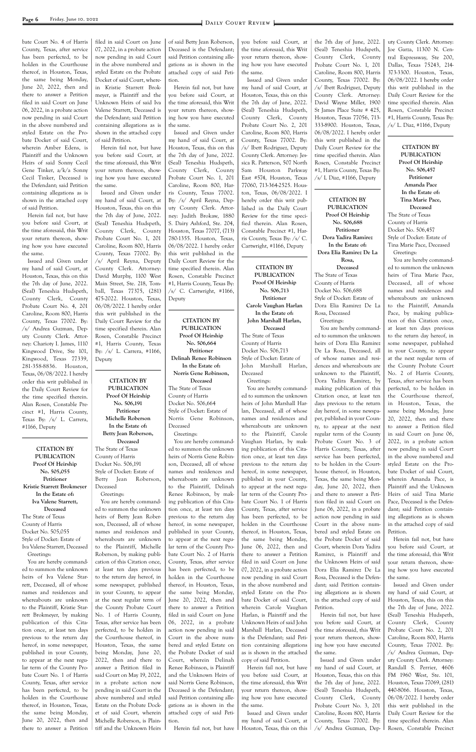bate Court No. 4 of Harris County, Texas, after service has been perfected, to be holden in the Courthouse thereof, in Houston, Texas, the same being Monday, June 20, 2022, then and there to answer a Petition filed in said Court on June 06, 2022, in a probate action now pending in said Court in the above numbered and styled Estate on the Probate Docket of said Court, wherein Amber Edens, is Plaintiff and the Unknown Heirs of said Sonny Cecil Gene Tinker, a/k/a Sonny Cecil Tinker, Deceased is the Defendant; said Petition containing allegations as is shown in the attached copy of said Petition.

Herein fail not, but have you before said Court, at the time aforesaid, this Writ your return thereon, showing how you have executed the same.

Issued and Given under my hand of said Court, at Houston, Texas, this on this the 7th day of June, 2022. (Seal) Teneshia Hudspeth, County Clerk, County Probate Court No. 4, 201 Caroline, Room 800, Harris County, Texas 77002. By: /s/ Andrea Guzman, Deputy County Clerk. Attorney: Charioty I. James, 1110 Kingwood Drive, Ste 101, Kingwood, Texas 77339, 281-358-8836. Houston, Texas, 06/08/2022. I hereby order this writ published in the Daily Court Review for the time specified therein. Alan Rosen, Constable Precinct #1, Harris County, Texas By: /s/ L. Carrera, #1166, Deputy

---

**CITATION BY PUBLICATION**
**Proof Of Heirship**
**No. 505,055**
**Petitioner**
**Kristie Starrett Brokmeyer**
**In the Estate of:**
**Iva Valene Starrett,**
**Deceased**

The State of Texas
County of Harris
Docket No. 505,055
Style of Docket: Estate of Iva Valene Starrett, Deceased

Greetings:

You are hereby commanded to summon the unknown heirs of Iva Valene Starrett, Deceased, all of whose names and residences and whereabouts are unknown to the Plaintiff, Kristie Starrett Brokmeyer, by making publication of this Citation once, at least ten days previous to the return day hereof, in some newspaper, published in your County, to appear at the next regular term of the County Probate Court No. 1 of Harris County, Texas, after service has been perfected, to be holden in the Courthouse thereof, in Houston, Texas, the same being Monday, June 20, 2022, then and there to answer a Petition filed in said Court on June 07, 2022, in a probate action now pending in said Court in the above numbered and styled Estate on the Probate Docket of said Court, wherein Kristie Starrett Brokmeyer, is Plaintiff and the Unknown Heirs of said Iva Valene Starrett, Deceased is the Defendant; said Petition containing allegations as is shown in the attached copy of said Petition.

Herein fail not, but have you before said Court, at the time aforesaid, this Writ your return thereon, showing how you have executed the same.

Issued and Given under my hand of said Court, at Houston, Texas, this on this the 7th day of June, 2022. (Seal) Teneshia Hudspeth, County Clerk, County Probate Court No. 1, 201 Caroline, Room 800, Harris County, Texas 77002. By: /s/ April Reyna, Deputy County Clerk. Attorney: David Murphy, 1100 West Main Street, Ste. 218, Tomball, Texas 77375, (281) 475-2022. Houston, Texas, 06/08/2022. I hereby order this writ published in the Daily Court Review for the time specified therein. Alan Rosen, Constable Precinct #1, Harris County, Texas By: /s/ L. Carrera, #1166, Deputy

---

**CITATION BY PUBLICATION**
**Proof Of Heirship**
**No. 506,191**
**Petitioner**
**Michelle Roberson**
**In the Estate of:**
**Betty Jean Roberson,**
**Deceased**

The State of Texas
County of Harris
Docket No. 506,191
Style of Docket: Estate of Betty Jean Roberson, Deceased

Greetings:

You are hereby commanded to summon the unknown heirs of Betty Jean Roberson, Deceased, all of whose names and residences and whereabouts are unknown to the Plaintiff, Michelle Roberson, by making publication of this Citation once, at least ten days previous to the return day hereof, in some newspaper, published in your County, to appear at the next regular term of the County Probate Court No. 1 of Harris County, Texas, after service has been perfected, to be holden in the Courthouse thereof, in Houston, Texas, the same being Monday, June 20, 2022, then and there to answer a Petition filed in said Court on May 19, 2022, in a probate action now pending in said Court in the above numbered and styled Estate on the Probate Docket of said Court, wherein Michelle Roberson, is Plaintiff and the Unknown Heirs of said Betty Jean Roberson, Deceased is the Defendant; said Petition containing allegations as is shown in the attached copy of said Petition.

Herein fail not, but have you before said Court, at the time aforesaid, this Writ your return thereon, showing how you have executed the same.

Issued and Given under my hand of said Court, at Houston, Texas, this on this the 7th day of June, 2022. (Seal) Teneshia Hudspeth, County Clerk, County Probate Court No. 1, 201 Caroline, Room 800, Harris County, Texas 77002. By: /s/ April Reyna, Deputy County Clerk. Attorney: Judith Brokaw, 1880 S. Dairy Ashford, Ste. 204, Houston, Texas 77077, (713) 780-1355. Houston, Texas, 06/08/2022. I hereby order this writ published in the Daily Court Review for the time specified therein. Alan Rosen, Constable Precinct #1, Harris County, Texas By: /s/ C. Cartwright, #1166, Deputy

---

**CITATION BY PUBLICATION**
**Proof Of Heirship**
**No. 506,664**
**Petitioner**
**Delinah Renee Robinson**
**In the Estate of:**
**Norris Gene Robinson,**
**Deceased**

The State of Texas
County of Harris
Docket No. 506,664
Style of Docket: Estate of Norris Gene Robinson, Deceased

Greetings:

You are hereby commanded to summon the unknown heirs of Norris Gene Robinson, Deceased, all of whose names and residences and whereabouts are unknown to the Plaintiff, Delinah Renee Robinson, by making publication of this Citation once, at least ten days previous to the return day hereof, in some newspaper, published in your County, to appear at the next regular term of the County Probate Court No. 2 of Harris County, Texas, after service has been perfected, to be holden in the Courthouse thereof, in Houston, Texas, the same being Monday, June 20, 2022, then and there to answer a Petition filed in said Court on June 06, 2022, in a probate action now pending in said Court in the above numbered and styled Estate on the Probate Docket of said Court, wherein Delinah Renee Robinson, is Plaintiff and the Unknown Heirs of said Norris Gene Robinson, Deceased is the Defendant; said Petition containing allegations as is shown in the attached copy of said Petition.

Herein fail not, but have you before said Court, at the time aforesaid, this Writ your return thereon, showing how you have executed the same.

Issued and Given under my hand of said Court, at Houston, Texas, this on this the 7th day of June, 2022. (Seal) Teneshia Hudspeth, County Clerk, County Probate Court No. 2, 201 Caroline, Room 800, Harris County, Texas 77002. By: /s/ Ibett Rodriguez, Deputy County Clerk. Attorney: Jessica R. Patterson, 507 North Sam Houston Parkway East #574, Houston, Texas 77060, 713-364-2525. Houston, Texas, 06/08/2022. I hereby order this writ published in the Daily Court Review for the time specified therein. Alan Rosen, Constable Precinct #1, Harris County, Texas By: /s/ C. Cartwright, #1166, Deputy

---

**CITATION BY PUBLICATION**
**Proof Of Heirship**
**No. 506,713**
**Petitioner**
**Carole Vaughan Harlan**
**In the Estate of:**
**John Marshall Harlan,**
**Deceased**

The State of Texas
County of Harris
Docket No. 506,713
Style of Docket: Estate of John Marshall Harlan, Deceased

Greetings:

You are hereby commanded to summon the unknown heirs of John Marshall Harlan, Deceased, all of whose names and residences and whereabouts are unknown to the Plaintiff, Carole Vaughan Harlan, by making publication of this Citation once, at least ten days previous to the return day hereof, in some newspaper, published in your County, to appear at the next regular term of the County Probate Court No. 1 of Harris County, Texas, after service has been perfected, to be holden in the Courthouse thereof, in Houston, Texas, the same being Monday, June 06, 2022, then and there to answer a Petition filed in said Court on June 07, 2022, in a probate action now pending in said Court in the above numbered and styled Estate on the Probate Docket of said Court, wherein Carole Vaughan Harlan, is Plaintiff and the Unknown Heirs of said John Marshall Harlan, Deceased is the Defendant; said Petition containing allegations as is shown in the attached copy of said Petition.

Herein fail not, but have you before said Court, at the time aforesaid, this Writ your return thereon, showing how you have executed the same.

Issued and Given under my hand of said Court, at Houston, Texas, this on this the 7th day of June, 2022. (Seal) Teneshia Hudspeth, County Clerk, County Probate Court No. 1, 201 Caroline, Room 800, Harris County, Texas 77002. By: /s/ Ibett Rodriguez, Deputy County Clerk. Attorney: David Wayne Miller, 1900 St James Place Suite # 425, Houston, Texas 77056, 713-333-8900. Houston, Texas, 06/08/2022. I hereby order this writ published in the Daily Court Review for the time specified therein. Alan Rosen, Constable Precinct #1, Harris County, Texas By: /s/ L Diaz, #1166, Deputy

---

**CITATION BY PUBLICATION**
**Proof Of Heirship**
**No. 506,688**
**Petitioner**
**Dora Yadira Ramirez**
**In the Estate of:**
**Dora Elia Ramirez De La Rosa,**
**Deceased**

The State of Texas
County of Harris
Docket No. 506,688
Style of Docket: Estate of Dora Elia Ramirez De La Rosa, Deceased

Greetings:

You are hereby commanded to summon the unknown heirs of Dora Elia Ramirez De La Rosa, Deceased, all of whose names and residences and whereabouts are unknown to the Plaintiff, Dora Yadira Ramirez, by making publication of this Citation once, at least ten days previous to the return day hereof, in some newspaper, published in your County, to appear at the next regular term of the County Probate Court No. 3 of Harris County, Texas, after service has been perfected, to be holden in the Courthouse thereof, in Houston, Texas, the same being Monday, June 20, 2022, then and there to answer a Petition filed in said Court on June 06, 2022, in a probate action now pending in said Court in the above numbered and styled Estate on the Probate Docket of said Court, wherein Dora Yadira Ramirez, is Plaintiff and the Unknown Heirs of said Dora Elia Ramirez De La Rosa, Deceased is the Defendant; said Petition containing allegations as is shown in the attached copy of said Petition.

Herein fail not, but have you before said Court, at the time aforesaid, this Writ your return thereon, showing how you have executed the same.

Issued and Given under my hand of said Court, at Houston, Texas, this on this the 7th day of June, 2022. (Seal) Teneshia Hudspeth, County Clerk, County Probate Court No. 3, 201 Caroline, Room 800, Harris County, Texas 77002. By: /s/ Andrea Guzman, Deputy County Clerk. Attorney: Joe Garza, 11300 N. Central Expressway, Ste 200, Dallas, Texas 75243, 214-373-3300. Houston, Texas, 06/08/2022. I hereby order this writ published in the Daily Court Review for the time specified therein. Alan Rosen, Constable Precinct #1, Harris County, Texas By: /s/ L. Diaz, #1166, Deputy

---

**CITATION BY PUBLICATION**
**Proof Of Heirship**
**No. 506,457**
**Petitioner**
**Amanda Pace**
**In the Estate of:**
**Tina Marie Pace,**
**Deceased**

The State of Texas
County of Harris
Docket No. 506,457
Style of Docket: Estate of Tina Marie Pace, Deceased

Greetings:

You are hereby commanded to summon the unknown heirs of Tina Marie Pace, Deceased, all of whose names and residences and whereabouts are unknown to the Plaintiff, Amanda Pace, by making publication of this Citation once, at least ten days previous to the return day hereof, in some newspaper, published in your County, to appear at the next regular term of the County Probate Court No. 2 of Harris County, Texas, after service has been perfected, to be holden in the Courthouse thereof, in Houston, Texas, the same being Monday, June 20, 2022, then and there to answer a Petition filed in said Court on June 06, 2022, in a probate action now pending in said Court in the above numbered and styled Estate on the Probate Docket of said Court, wherein Amanda Pace, is Plaintiff and the Unknown Heirs of said Tina Marie Pace, Deceased is the Defendant; said Petition containing allegations as is shown in the attached copy of said Petition.

Herein fail not, but have you before said Court, at the time aforesaid, this Writ your return thereon, showing how you have executed the same.

Issued and Given under my hand of said Court, at Houston, Texas, this on this the 7th day of June, 2022. (Seal) Teneshia Hudspeth, County Clerk, County Probate Court No. 2, 201 Caroline, Room 800, Harris County, Texas 77002. By: /s/ Andrea Guzman, Deputy County Clerk. Attorney: Randall S. Perrier, 4606 FM 1960 West, Ste. 101, Houston, Texas 77069, (281) 440-8066. Houston, Texas, 06/08/2022. I hereby order this writ published in the Daily Court Review for the time specified therein. Alan Rosen, Constable Precinct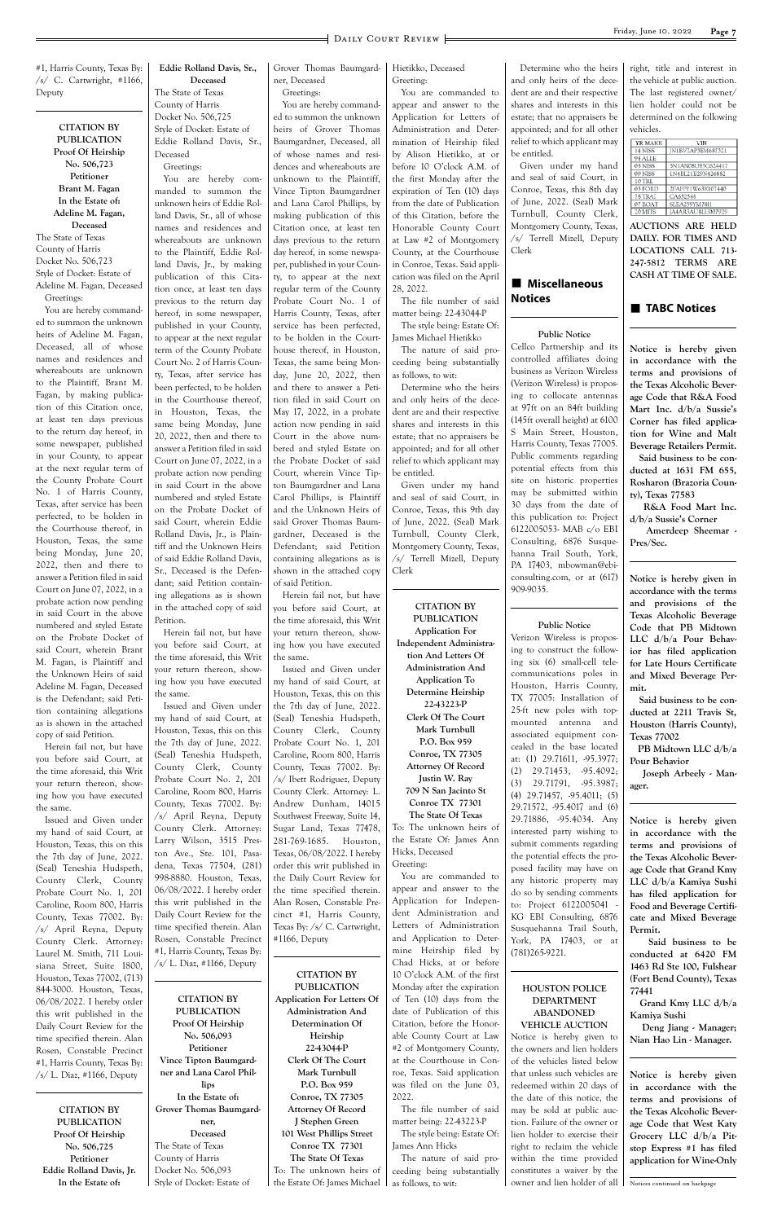#1, Harris County, Texas By: /s/ C. Cartwright, #1166, Deputy

**CITATION BY PUBLICATION**
**Proof Of Heirship**
**No. 506,723**
**Petitioner**
**Brant M. Fagan**
**In the Estate of:**
**Adeline M. Fagan, Deceased**

The State of Texas
County of Harris
Docket No. 506,723
Style of Docket: Estate of Adeline M. Fagan, Deceased

Greetings:

You are hereby commanded to summon the unknown heirs of Adeline M. Fagan, Deceased, all of whose names and residences and whereabouts are unknown to the Plaintiff, Brant M. Fagan, by making publication of this Citation once, at least ten days previous to the return day hereof, in some newspaper, published in your County, to appear at the next regular term of the County Probate Court No. 1 of Harris County, Texas, after service has been perfected, to be holden in the Courthouse thereof, in Houston, Texas, the same being Monday, June 20, 2022, then and there to answer a Petition filed in said Court on June 07, 2022, in a probate action now pending in said Court in the above numbered and styled Estate on the Probate Docket of said Court, wherein Brant M. Fagan, is Plaintiff and the Unknown Heirs of said Adeline M. Fagan, Deceased is the Defendant; said Petition containing allegations as is shown in the attached copy of said Petition.

Herein fail not, but have you before said Court, at the time aforesaid, this Writ your return thereon, showing how you have executed the same.

Issued and Given under my hand of said Court, at Houston, Texas, on this the 7th day of June, 2022. (Seal) Teneshia Hudspeth, County Clerk, County Probate Court No. 1, 201 Caroline, Room 800, Harris County, Texas 77002. By: /s/ April Reyna, Deputy County Clerk. Attorney: Laurel M. Smith, 711 Louisiana Street, Suite 1800, Houston, Texas 77002, (713) 844-3000. Houston, Texas, 06/08/2022. I hereby order this writ published in the Daily Court Review for the time specified therein. Alan Rosen, Constable Precinct #1, Harris County, Texas By: /s/ L. Diaz, #1166, Deputy

**CITATION BY PUBLICATION**
**Proof Of Heirship**
**No. 506,725**
**Petitioner**
**Eddie Rolland Davis, Jr.**
**In the Estate of:**
**Eddie Rolland Davis, Sr., Deceased**

The State of Texas
County of Harris
Docket No. 506,725
Style of Docket: Estate of Eddie Rolland Davis, Sr., Deceased

Greetings:

You are hereby commanded to summon the unknown heirs of Eddie Rolland Davis, Sr., all of whose names and residences and whereabouts are unknown to the Plaintiff, Eddie Rolland Davis, Jr., by making publication of this Citation once, at least ten days previous to the return day hereof, in some newspaper, published in your County, to appear at the next regular term of the County Probate Court No. 2 of Harris County, Texas, after service has been perfected, to be holden in the Courthouse thereof, in Houston, Texas, the same being Monday, June 20, 2022, then and there to answer a Petition filed in said Court on June 07, 2022, in a probate action now pending in said Court in the above numbered and styled Estate on the Probate Docket of said Court, wherein Eddie Rolland Davis, Jr., is Plaintiff and the Unknown Heirs of said Eddie Rolland Davis, Sr., Deceased is the Defendant; said Petition containing allegations as is shown in the attached copy of said Petition.

Herein fail not, but have you before said Court, at the time aforesaid, this Writ your return thereon, showing how you have executed the same.

Issued and Given under my hand of said Court, at Houston, Texas, this on this the 7th day of June, 2022. (Seal) Teneshia Hudspeth, County Clerk, County Probate Court No. 2, 201 Caroline, Room 800, Harris County, Texas 77002. By: /s/ April Reyna, Deputy County Clerk. Attorney: Larry Wilson, 3515 Preston Ave., Ste. 101, Pasadena, Texas 77504, (281) 998-8880. Houston, Texas, 06/08/2022. I hereby order this writ published in the Daily Court Review for the time specified therein. Alan Rosen, Constable Precinct #1, Harris County, Texas By: /s/ L. Diaz, #1166, Deputy

**CITATION BY PUBLICATION**
**Proof Of Heirship**
**No. 506,093**
**Petitioner**
**Vince Tipton Baumgardner and Lana Carol Phillips**
**In the Estate of:**
**Grover Thomas Baumgardner, Deceased**

The State of Texas
County of Harris
Docket No. 506,093
Style of Docket: Estate of Grover Thomas Baumgardner, Deceased

Greetings:

You are hereby commanded to summon the unknown heirs of Grover Thomas Baumgardner, Deceased, all of whose names and residences and whereabouts are unknown to the Plaintiff, Vince Tipton Baumgardner and Lana Carol Phillips, by making publication of this Citation once, at least ten days previous to the return day hereof, in some newspaper, published in your County, to appear at the next regular term of the County Probate Court No. 1 of Harris County, Texas, after service has been perfected, to be holden in the Courthouse thereof, in Houston, Texas, the same being Monday, June 20, 2022, then and there to answer a Petition filed in said Court on May 17, 2022, in a probate action now pending in said Court in the above numbered and styled Estate on the Probate Docket of said Court, wherein Vince Tipton Baumgardner and Lana Carol Phillips, is Plaintiff and the Unknown Heirs of said Grover Thomas Baumgardner, Deceased is the Defendant; said Petition containing allegations as is shown in the attached copy of said Petition.

Herein fail not, but have you before said Court, at the time aforesaid, this Writ your return thereon, showing how you have executed the same.

Issued and Given under my hand of said Court, at Houston, Texas, this on this the 7th day of June, 2022. (Seal) Teneshia Hudspeth, County Clerk, County Probate Court No. 1, 201 Caroline, Room 800, Harris County, Texas 77002. By: /s/ Ibett Rodriguez, Deputy County Clerk. Attorney: Andrew Dunham, 14015 Southwest Freeway, Suite 14, Sugar Land, Texas 77478, 281-769-1685. Houston, Texas, 06/08/2022. I hereby order this writ published in the Daily Court Review for the time specified therein. Alan Rosen, Constable Precinct #1, Harris County, Texas By: /s/ C. Cartwright, #1166, Deputy

**CITATION BY PUBLICATION**
**Application For Letters Of Administration And Determination Of Heirship**
**22-43044-P**
**Clerk Of The Court**
**Mark Turnbull**
**P.O. Box 959**
**Conroe, TX 77305**
**Attorney Of Record**
**J Stephen Green**
**101 West Phillips Street**
**Conroe TX 77301**
**The State Of Texas**

To: The unknown heirs of the Estate Of: James Michael Hietikko, Deceased

Greeting:

You are commanded to appear and answer to the Application for Letters of Administration and Determination of Heirship filed by Alison Hietikko, at or before 10 O'clock A.M. of the first Monday after the expiration of Ten (10) days from the date of Publication of this Citation, before the Honorable County Court at Law #2 of Montgomery County, at the Courthouse in Conroe, Texas. Said application was filed on the April 28, 2022.

The file number of said matter being: 22-43044-P

The style being: Estate Of: James Michael Hietikko

The nature of said proceeding being substantially as follows, to wit:

Determine who the heirs and only heirs of the decedent are and their respective shares and interests in this estate; that no appraisers be appointed; and for all other relief to which applicant may be entitled.

Given under my hand and seal of said Court, in Conroe, Texas, this 9th day of June, 2022. (Seal) Mark Turnbull, County Clerk, Montgomery County, Texas, /s/ Terrell Mizell, Deputy Clerk

**CITATION BY PUBLICATION**
**Application For Independent Administration And Letters Of Administration And Application To Determine Heirship**
**22-43223-P**
**Clerk Of The Court**
**Mark Turnbull**
**P.O. Box 959**
**Conroe, TX 77305**
**Attorney Of Record**
**Justin W. Ray**
**709 N San Jacinto St**
**Conroe TX 77301**
**The State Of Texas**

To: The unknown heirs of the Estate Of: James Ann Hicks, Deceased

Greeting:

You are commanded to appear and answer to the Application for Independent Administration and Letters of Administration and Application to Determine Heirship filed by Chad Hicks, at or before 10 O'clock A.M. of the first Monday after the expiration of Ten (10) days from the date of Publication of this Citation, before the Honorable County Court at Law #2 of Montgomery County, at the Courthouse in Conroe, Texas. Said application was filed on the June 03, 2022.

The file number of said matter being: 22-43223-P

The style being: Estate Of: James Ann Hicks

The nature of said proceeding being substantially as follows, to wit:

Determine who the heirs and only heirs of the decedent are and their respective shares and interests in this estate; that no appraisers be appointed; and for all other relief to which applicant may be entitled.

Given under my hand and seal of said Court, in Conroe, Texas, this 8th day of June, 2022. (Seal) Mark Turnbull, County Clerk, Montgomery County, Texas, /s/ Terrell Mizell, Deputy Clerk

## ■ Miscellaneous Notices

**Public Notice**

Cellco Partnership and its controlled affiliates doing business as Verizon Wireless (Verizon Wireless) is proposing to collocate antennas at 97ft on an 84ft building (145ft overall height) at 6100 S Main Street, Houston, Harris County, Texas 77005. Public comments regarding potential effects from this site on historic properties may be submitted within 30 days from the date of this publication to: Project 6122005053- MAB c/o EBI Consulting, 6876 Susquehanna Trail South, York, PA 17403, mbowman@ebiconsulting.com, or at (617) 909-9035.

**Public Notice**

Verizon Wireless is proposing to construct the following six (6) small-cell telecommunications poles in Houston, Harris County, TX 77005: Installation of 25-ft new poles with top-mounted antenna and associated equipment concealed in the base located at: (1) 29.71611, -95.3977; (2) 29.71453, -95.4092; (3) 29.71791, -95.3987; (4) 29.71457, -95.4011; (5) 29.71572, -95.4017 and (6) 29.71886, -95.4034. Any interested party wishing to submit comments regarding the potential effects the proposed facility may have on any historic property may do so by sending comments to: Project 6122005041 - KG EBI Consulting, 6876 Susquehanna Trail South, York, PA 17403, or at (781)265-9221.

**HOUSTON POLICE DEPARTMENT ABANDONED VEHICLE AUCTION**

Notice is hereby given to the owners and lien holders of the vehicles listed below that unless such vehicles are redeemed within 20 days of the date of this notice, the may be sold at public auction. Failure of the owner or lien holder to exercise their right to reclaim the vehicle within the time provided constitutes a waiver by the owner and lien holder of all right, title and interest in the vehicle at public auction. The last registered owner/lien holder could not be determined on the following vehicles.

| YR MAKE | VIN |
|---|---|
| 14 NISS | 1N1BV7AP3EM687321 |
| 94 ALLE | |
| 05 NISS | 5N1AN08U85C624417 |
| 09 NISS | 1N4BL21E29N426882 |
| 10 TRL | |
| 03 FORD | 2FAFP71W63X107440 |
| 78 TRAL | CA632548 |
| 07 BOAT | SLEA299YM78H |
| 20 MITS | JA4AR3AU8LU007929 |

**AUCTIONS ARE HELD DAILY. FOR TIMES AND LOCATIONS CALL 713-247-5812 TERMS ARE CASH AT TIME OF SALE.**

## ■ TABC Notices

**Notice is hereby given in accordance with the terms and provisions of the Texas Alcoholic Beverage Code that R&A Food Mart Inc. d/b/a Sussie's Corner has filed application for Wine and Malt Beverage Retailers Permit.**

**Said business to be conducted at 1631 FM 655, Rosharon (Brazoria County), Texas 77583**

**R&A Food Mart Inc. d/b/a Sussie's Corner**

**Amerdeep Sheemar - Pres/Sec.**

**Notice is hereby given in accordance with the terms and provisions of the Texas Alcoholic Beverage Code that PB Midtown LLC d/b/a Pour Behavior has filed application for Late Hours Certificate and Mixed Beverage Permit.**

**Said business to be conducted at 2211 Travis St, Houston (Harris County), Texas 77002**

**PB Midtown LLC d/b/a Pour Behavior**

**Joseph Arbeely - Manager.**

**Notice is hereby given in accordance with the terms and provisions of the Texas Alcoholic Beverage Code that Grand Kmy LLC d/b/a Kamiya Sushi has filed application for Food and Beverage Certificate and Mixed Beverage Permit.**

**Said business to be conducted at 6420 FM 1463 Rd Ste 100, Fulshear (Fort Bend County), Texas 77441**

**Grand Kmy LLC d/b/a Kamiya Sushi**

**Deng Jiang - Manager; Nian Hao Lin - Manager.**

**Notice is hereby given in accordance with the terms and provisions of the Texas Alcoholic Beverage Code that West Katy Grocery LLC d/b/a Pitstop Express #1 has filed application for Wine-Only**

Notices continued on backpage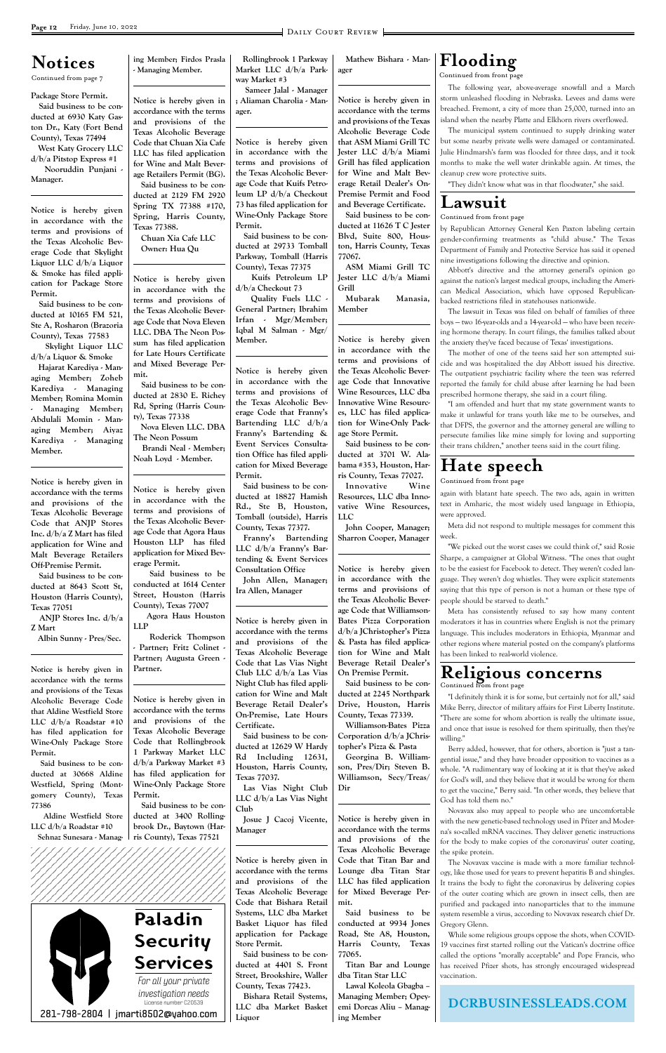# Notices

Continued from page 7

**Package Store Permit.**

Said business to be conducted at 6930 Katy Gaston Dr., Katy (Fort Bend County), Texas 77494

**West Katy Grocery LLC d/b/a Pitstop Express #1**

**Nooruddin Punjani - Manager.**

---

**Notice is hereby given in accordance with the terms and provisions of the Texas Alcoholic Beverage Code that Skylight Liquor LLC d/b/a Liquor & Smoke has filed application for Package Store Permit.**

Said business to be conducted at 10165 FM 521, Ste A, Rosharon (Brazoria County), Texas 77583

**Skylight Liquor LLC d/b/a Liquor & Smoke**

**Hajarat Karediya - Managing Member; Zoheb Karediya - Managing Member; Romina Momin - Managing Member; Abdulali Momin - Managing Member; Aiyaz Karediya - Managing Member.**

---

**Notice is hereby given in accordance with the terms and provisions of the Texas Alcoholic Beverage Code that ANJP Stores Inc. d/b/a Z Mart has filed application for Wine and Malt Beverage Retailers Off-Premise Permit.**

Said business to be conducted at 8643 Scott St, Houston (Harris County), Texas 77051

**ANJP Stores Inc. d/b/a Z Mart**

**Albin Sunny - Pres/Sec.**

---

**Notice is hereby given in accordance with the terms and provisions of the Texas Alcoholic Beverage Code that Aldine Westfield Store LLC d/b/a Roadstar #10 has filed application for Wine-Only Package Store Permit.**

Said business to be conducted at 30668 Aldine Westfield, Spring (Montgomery County), Texas 77386

**Aldine Westfield Store LLC d/b/a Roadstar #10**

**Sehnaz Sunesara - Managing Member; Firdos Prasla - Managing Member.**

---

**Notice is hereby given in accordance with the terms and provisions of the Texas Alcoholic Beverage Code that Chuan Xia Cafe LLC has filed application for Wine and Malt Beverage Retailers Permit (BG).**

Said business to be conducted at 2129 FM 2920 Spring TX 77388 #170, Spring, Harris County, Texas 77388.

**Chuan Xia Cafe LLC**

**Owner: Hua Qu**

---

**Notice is hereby given in accordance with the terms and provisions of the Texas Alcoholic Beverage Code that Nova Eleven LLC. DBA The Neon Possum has filed application for Late Hours Certificate and Mixed Beverage Permit.**

Said business to be conducted at 2830 E. Richey Rd, Spring (Harris County), Texas 77338

**Nova Eleven LLC. DBA The Neon Possum**

**Brandi Neal - Member; Noah Loyd - Member.**

---

**Notice is hereby given in accordance with the terms and provisions of the Texas Alcoholic Beverage Code that Agora Haus Houston LLP has filed application for Mixed Beverage Permit.**

Said business to be conducted at 1614 Center Street, Houston (Harris County), Texas 77007

**Agora Haus Houston LLP**

**Roderick Thompson - Partner; Fritz Colinet - Partner; Augusta Green - Partner.**

---

**Notice is hereby given in accordance with the terms and provisions of the Texas Alcoholic Beverage Code that Rollingbrook 1 Parkway Market LLC d/b/a Parkway Market #3 has filed application for Wine-Only Package Store Permit.**

Said business to be conducted at 3400 Rollingbrook Dr., Baytown (Harris County), Texas 77521

**Rollingbrook 1 Parkway Market LLC d/b/a Parkway Market #3**

**Sameer Jalal - Manager ; Aliaman Charolia - Manager.**

---

**Notice is hereby given in accordance with the terms and provisions of the Texas Alcoholic Beverage Code that Kuifs Petroleum LLP d/b/a Checkout 73 has filed application for Wine-Only Package Store Permit.**

Said business to be conducted at 29733 Tomball Parkway, Tomball (Harris County), Texas 77375

**Kuifs Petroleum LP d/b/a Checkout 73**

**Quality Fuels LLC - General Partner; Ibrahim Irfan - Mgr/Member; Iqbal M Salman - Mgr/ Member.**

---

**Notice is hereby given in accordance with the terms and provisions of the Texas Alcoholic Beverage Code that Franny's Bartending LLC d/b/a Franny's Bartending & Event Services Consultation Office has filed application for Mixed Beverage Permit.**

Said business to be conducted at 18827 Hamish Rd., Ste B, Houston, Tomball (outside), Harris County, Texas 77377.

**Franny's Bartending LLC d/b/a Franny's Bartending & Event Services Consultation Office**

**John Allen, Manager; Ira Allen, Manager**

---

**Notice is hereby given in accordance with the terms and provisions of the Texas Alcoholic Beverage Code that Las Vias Night Club LLC d/b/a Las Vias Night Club has filed application for Wine and Malt Beverage Retail Dealer's On-Premise, Late Hours Certificate.**

Said business to be conducted at 12629 W Hardy Rd Including 12631, Houston, Harris County, Texas 77037.

**Las Vias Night Club LLC d/b/a Las Vias Night Club**

**Josue J Cacoj Vicente, Manager**

---

**Notice is hereby given in accordance with the terms and provisions of the Texas Alcoholic Beverage Code that Bishara Retail Systems, LLC dba Market Basket Liquor has filed application for Package Store Permit.**

Said business to be conducted at 4401 S. Front Street, Brookshire, Waller County, Texas 77423.

**Bishara Retail Systems, LLC dba Market Basket Liquor**

**Mathew Bishara - Manager**

---

**Notice is hereby given in accordance with the terms and provisions of the Texas Alcoholic Beverage Code that ASM Miami Grill TC Jester LLC d/b/a Miami Grill has filed application for Wine and Malt Beverage Retail Dealer's On-Premise Permit and Food and Beverage Certificate.**

Said business to be conducted at 11626 T C Jester Blvd, Suite 800, Houston, Harris County, Texas 77067.

**ASM Miami Grill TC Jester LLC d/b/a Miami Grill**

**Mubarak Manasia, Member**

---

**Notice is hereby given in accordance with the terms and provisions of the Texas Alcoholic Beverage Code that Innovative Wine Resources, LLC dba Innovative Wine Resources, LLC has filed application for Wine-Only Package Store Permit.**

Said business to be conducted at 3701 W. Alabama #353, Houston, Harris County, Texas 77027.

**Innovative Wine Resources, LLC dba Innovative Wine Resources, LLC**

**John Cooper, Manager; Sharron Cooper, Manager**

---

**Notice is hereby given in accordance with the terms and provisions of the Texas Alcoholic Beverage Code that Williamson-Bates Pizza Corporation d/b/a JChristopher's Pizza & Pasta has filed application for Wine and Malt Beverage Retail Dealer's On Premise Permit.**

Said business to be conducted at 2245 Northpark Drive, Houston, Harris County, Texas 77339.

**Williamson-Bates Pizza Corporation d/b/a JChristopher's Pizza & Pasta**

**Georgina B. Williamson, Pres/Dir; Steven B. Williamson, Secy/Treas/ Dir**

---

**Notice is hereby given in accordance with the terms and provisions of the Texas Alcoholic Beverage Code that Titan Bar and Lounge dba Titan Star LLC has filed application for Mixed Beverage Permit.**

Said business to be conducted at 9934 Jones Road, Ste A8, Houston, Harris County, Texas 77065.

**Titan Bar and Lounge dba Titan Star LLC**

**Lawal Koleola Gbagba – Managing Member; Opeyemi Dorcas Aliu – Managing Member**

---

**Paladin Security Services**

*For all your private investigation needs*

License number C20539

281-798-2804 | jmarti8502@yahoo.com

---

# Flooding

Continued from front page

The following year, above-average snowfall and a March storm unleashed flooding in Nebraska. Levees and dams were breached. Fremont, a city of more than 25,000, turned into an island when the nearby Platte and Elkhorn rivers overflowed.

The municipal system continued to supply drinking water but some nearby private wells were damaged or contaminated. Julie Hindmarsh's farm was flooded for three days, and it took months to make the well water drinkable again. At times, the cleanup crew wore protective suits.

"They didn't know what was in that floodwater," she said.

# Lawsuit

Continued from front page

by Republican Attorney General Ken Paxton labeling certain gender-confirming treatments as "child abuse." The Texas Department of Family and Protective Service has said it opened nine investigations following the directive and opinion.

Abbott's directive and the attorney general's opinion go against the nation's largest medical groups, including the American Medical Association, which have opposed Republican-backed restrictions filed in statehouses nationwide.

The lawsuit in Texas was filed on behalf of families of three boys — two 16-year-olds and a 14-year-old — who have been receiving hormone therapy. In court filings, the families talked about the anxiety they've faced because of Texas' investigations.

The mother of one of the teens said her son attempted suicide and was hospitalized the day Abbott issued his directive. The outpatient psychiatric facility where the teen was referred reported the family for child abuse after learning he had been prescribed hormone therapy, she said in a court filing.

"I am offended and hurt that my state government wants to make it unlawful for trans youth like me to be ourselves, and that DFPS, the governor and the attorney general are willing to persecute families like mine simply for loving and supporting their trans children," another teens said in the court filing.

# Hate speech

Continued from front page

again with blatant hate speech. The two ads, again in written text in Amharic, the most widely used language in Ethiopia, were approved.

Meta did not respond to multiple messages for comment this week.

"We picked out the worst cases we could think of," said Rosie Sharpe, a campaigner at Global Witness. "The ones that ought to be the easiest for Facebook to detect. They weren't coded language. They weren't dog whistles. They were explicit statements saying that this type of person is not a human or these type of people should be starved to death."

Meta has consistently refused to say how many content moderators it has in countries where English is not the primary language. This includes moderators in Ethiopia, Myanmar and other regions where material posted on the company's platforms has been linked to real-world violence.

# Religious concerns

Continued from front page

"I definitely think it is for some, but certainly not for all," said Mike Berry, director of military affairs for First Liberty Institute. "There are some for whom abortion is really the ultimate issue, and once that issue is resolved for them spiritually, then they're willing."

Berry added, however, that for others, abortion is "just a tangential issue," and they have broader opposition to vaccines as a whole. "A rudimentary way of looking at it is that they've asked for God's will, and they believe that it would be wrong for them to get the vaccine," Berry said. "In other words, they believe that God has told them no."

Novavax also may appeal to people who are uncomfortable with the new genetic-based technology used in Pfizer and Moderna's so-called mRNA vaccines. They deliver genetic instructions for the body to make copies of the coronavirus' outer coating, the spike protein.

The Novavax vaccine is made with a more familiar technology, like those used for years to prevent hepatitis B and shingles. It trains the body to fight the coronavirus by delivering copies of the outer coating which are grown in insect cells, then are purified and packaged into nanoparticles that to the immune system resemble a virus, according to Novavax research chief Dr. Gregory Glenn.

While some religious groups oppose the shots, when COVID-19 vaccines first started rolling out the Vatican's doctrine office called the options "morally acceptable" and Pope Francis, who has received Pfizer shots, has strongly encouraged widespread vaccination.

**DCRBUSINESSLEADS.COM**